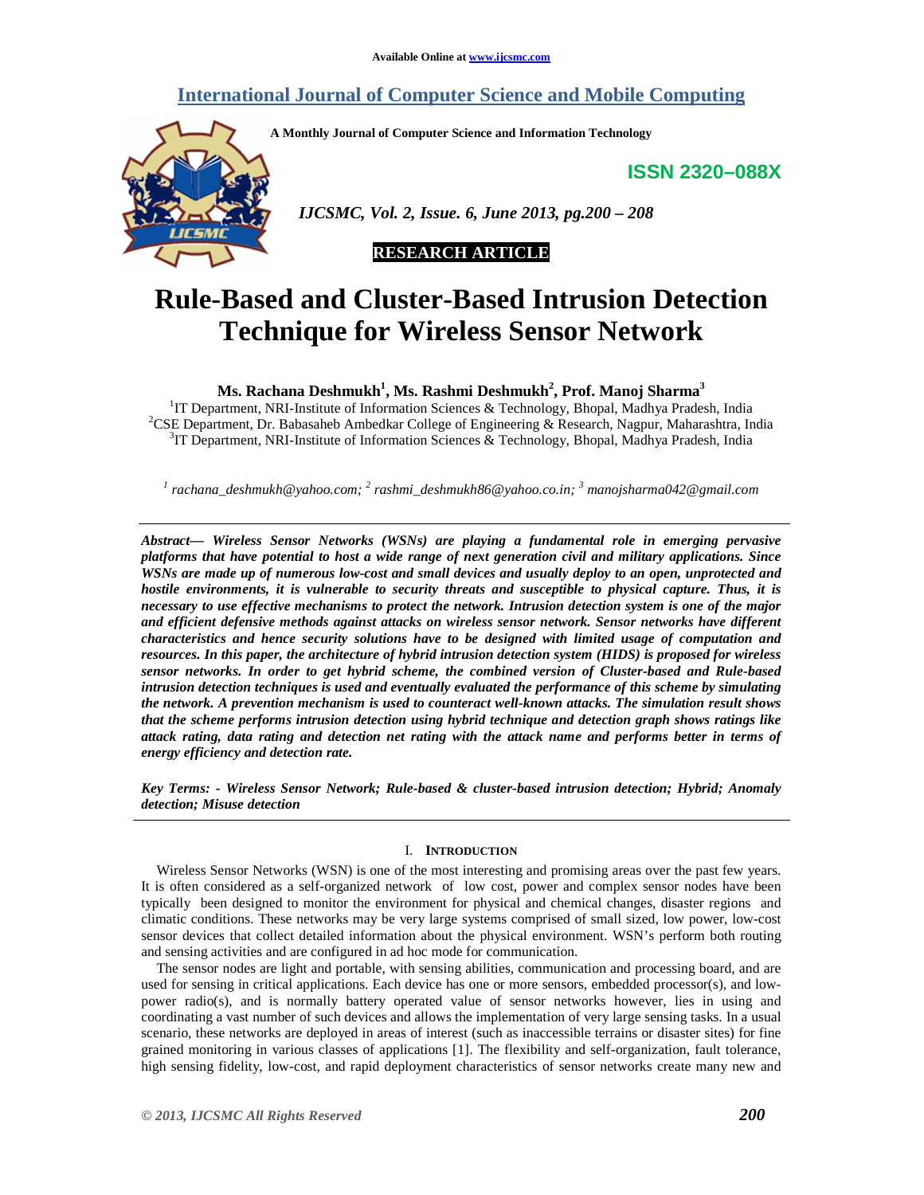Available Online at www.ijcsmc.com

# International Journal of Computer Science and Mobile Computing

A Monthly Journal of Computer Science and Information Technology

ISSN 2320–088X

*IJCSMC, Vol. 2, Issue. 6, June 2013, pg.200 – 208*

**RESEARCH ARTICLE**

# Rule-Based and Cluster-Based Intrusion Detection Technique for Wireless Sensor Network

**Ms. Rachana Deshmukh[1], Ms. Rashmi Deshmukh[2], Prof. Manoj Sharma[3]**

[1]IT Department, NRI-Institute of Information Sciences & Technology, Bhopal, Madhya Pradesh, India
[2]CSE Department, Dr. Babasaheb Ambedkar College of Engineering & Research, Nagpur, Maharashtra, India
[3]IT Department, NRI-Institute of Information Sciences & Technology, Bhopal, Madhya Pradesh, India

*[1] rachana_deshmukh@yahoo.com; [2] rashmi_deshmukh86@yahoo.co.in; [3] manojsharma042@gmail.com*

***Abstract— Wireless Sensor Networks (WSNs) are playing a fundamental role in emerging pervasive platforms that have potential to host a wide range of next generation civil and military applications. Since WSNs are made up of numerous low-cost and small devices and usually deploy to an open, unprotected and hostile environments, it is vulnerable to security threats and susceptible to physical capture. Thus, it is necessary to use effective mechanisms to protect the network. Intrusion detection system is one of the major and efficient defensive methods against attacks on wireless sensor network. Sensor networks have different characteristics and hence security solutions have to be designed with limited usage of computation and resources. In this paper, the architecture of hybrid intrusion detection system (HIDS) is proposed for wireless sensor networks. In order to get hybrid scheme, the combined version of Cluster-based and Rule-based intrusion detection techniques is used and eventually evaluated the performance of this scheme by simulating the network. A prevention mechanism is used to counteract well-known attacks. The simulation result shows that the scheme performs intrusion detection using hybrid technique and detection graph shows ratings like attack rating, data rating and detection net rating with the attack name and performs better in terms of energy efficiency and detection rate.***

***Key Terms: - Wireless Sensor Network; Rule-based & cluster-based intrusion detection; Hybrid; Anomaly detection; Misuse detection***

## I. Introduction

Wireless Sensor Networks (WSN) is one of the most interesting and promising areas over the past few years. It is often considered as a self-organized network of low cost, power and complex sensor nodes have been typically been designed to monitor the environment for physical and chemical changes, disaster regions and climatic conditions. These networks may be very large systems comprised of small sized, low power, low-cost sensor devices that collect detailed information about the physical environment. WSN's perform both routing and sensing activities and are configured in ad hoc mode for communication.

The sensor nodes are light and portable, with sensing abilities, communication and processing board, and are used for sensing in critical applications. Each device has one or more sensors, embedded processor(s), and low-power radio(s), and is normally battery operated value of sensor networks however, lies in using and coordinating a vast number of such devices and allows the implementation of very large sensing tasks. In a usual scenario, these networks are deployed in areas of interest (such as inaccessible terrains or disaster sites) for fine grained monitoring in various classes of applications [1]. The flexibility and self-organization, fault tolerance, high sensing fidelity, low-cost, and rapid deployment characteristics of sensor networks create many new and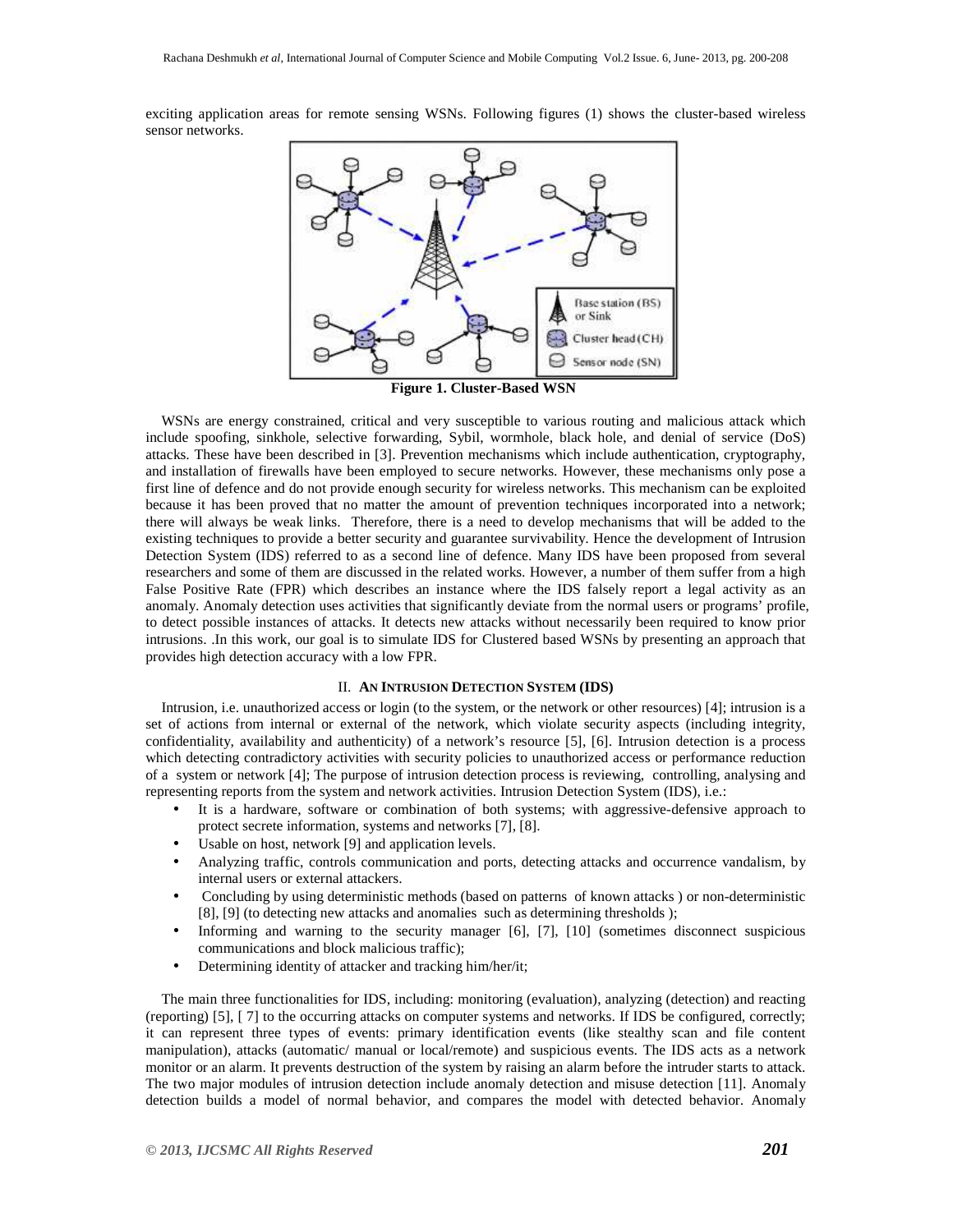exciting application areas for remote sensing WSNs. Following figures (1) shows the cluster-based wireless sensor networks.

**Figure 1. Cluster-Based WSN**

WSNs are energy constrained, critical and very susceptible to various routing and malicious attack which include spoofing, sinkhole, selective forwarding, Sybil, wormhole, black hole, and denial of service (DoS) attacks. These have been described in [3]. Prevention mechanisms which include authentication, cryptography, and installation of firewalls have been employed to secure networks. However, these mechanisms only pose a first line of defence and do not provide enough security for wireless networks. This mechanism can be exploited because it has been proved that no matter the amount of prevention techniques incorporated into a network; there will always be weak links. Therefore, there is a need to develop mechanisms that will be added to the existing techniques to provide a better security and guarantee survivability. Hence the development of Intrusion Detection System (IDS) referred to as a second line of defence. Many IDS have been proposed from several researchers and some of them are discussed in the related works. However, a number of them suffer from a high False Positive Rate (FPR) which describes an instance where the IDS falsely report a legal activity as an anomaly. Anomaly detection uses activities that significantly deviate from the normal users or programs' profile, to detect possible instances of attacks. It detects new attacks without necessarily been required to know prior intrusions. .In this work, our goal is to simulate IDS for Clustered based WSNs by presenting an approach that provides high detection accuracy with a low FPR.

## II. An Intrusion Detection System (IDS)

Intrusion, i.e. unauthorized access or login (to the system, or the network or other resources) [4]; intrusion is a set of actions from internal or external of the network, which violate security aspects (including integrity, confidentiality, availability and authenticity) of a network's resource [5], [6]. Intrusion detection is a process which detecting contradictory activities with security policies to unauthorized access or performance reduction of a system or network [4]; The purpose of intrusion detection process is reviewing, controlling, analysing and representing reports from the system and network activities. Intrusion Detection System (IDS), i.e.:

- It is a hardware, software or combination of both systems; with aggressive-defensive approach to protect secrete information, systems and networks [7], [8].
- Usable on host, network [9] and application levels.
- Analyzing traffic, controls communication and ports, detecting attacks and occurrence vandalism, by internal users or external attackers.
- Concluding by using deterministic methods (based on patterns of known attacks ) or non-deterministic [8], [9] (to detecting new attacks and anomalies such as determining thresholds );
- Informing and warning to the security manager [6], [7], [10] (sometimes disconnect suspicious communications and block malicious traffic);
- Determining identity of attacker and tracking him/her/it;

The main three functionalities for IDS, including: monitoring (evaluation), analyzing (detection) and reacting (reporting) [5], [ 7] to the occurring attacks on computer systems and networks. If IDS be configured, correctly; it can represent three types of events: primary identification events (like stealthy scan and file content manipulation), attacks (automatic/ manual or local/remote) and suspicious events. The IDS acts as a network monitor or an alarm. It prevents destruction of the system by raising an alarm before the intruder starts to attack. The two major modules of intrusion detection include anomaly detection and misuse detection [11]. Anomaly detection builds a model of normal behavior, and compares the model with detected behavior. Anomaly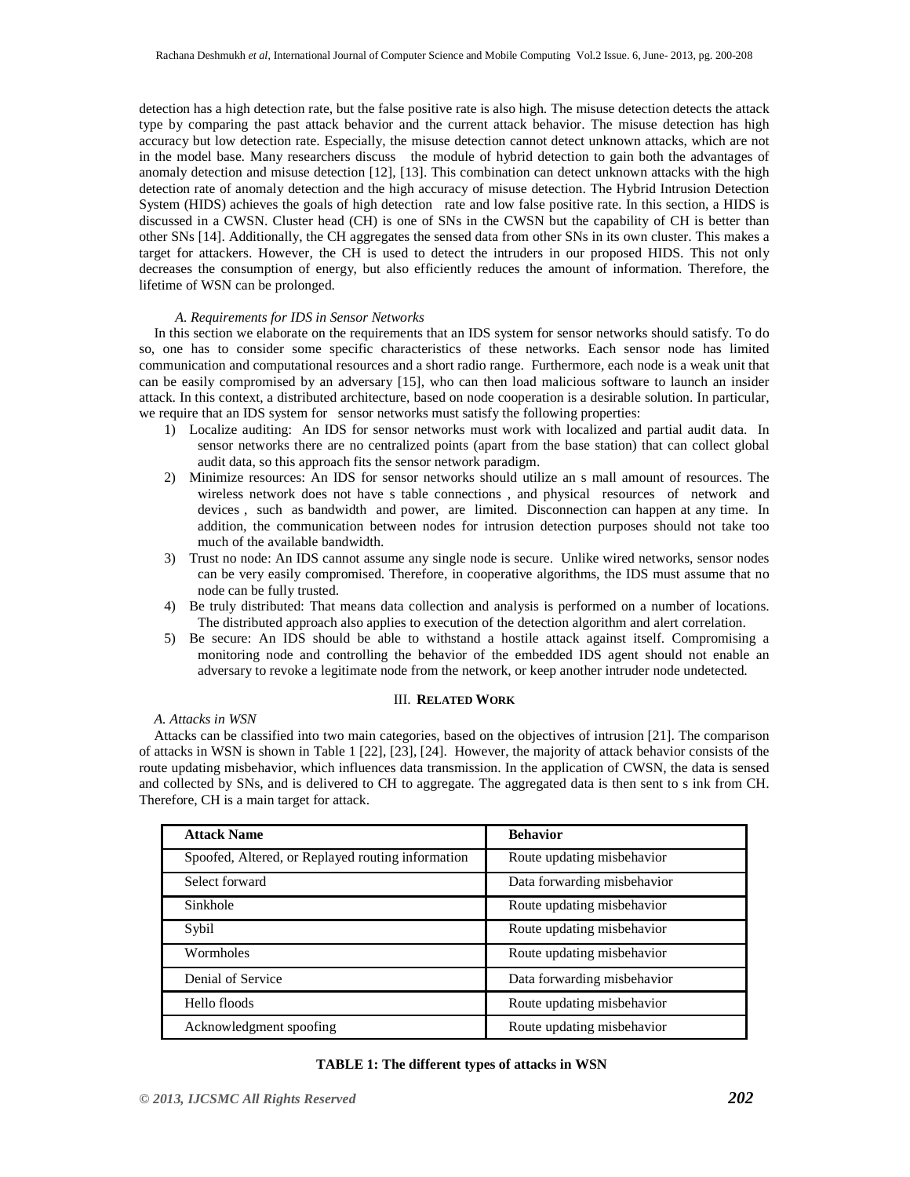detection has a high detection rate, but the false positive rate is also high. The misuse detection detects the attack type by comparing the past attack behavior and the current attack behavior. The misuse detection has high accuracy but low detection rate. Especially, the misuse detection cannot detect unknown attacks, which are not in the model base. Many researchers discuss the module of hybrid detection to gain both the advantages of anomaly detection and misuse detection [12], [13]. This combination can detect unknown attacks with the high detection rate of anomaly detection and the high accuracy of misuse detection. The Hybrid Intrusion Detection System (HIDS) achieves the goals of high detection rate and low false positive rate. In this section, a HIDS is discussed in a CWSN. Cluster head (CH) is one of SNs in the CWSN but the capability of CH is better than other SNs [14]. Additionally, the CH aggregates the sensed data from other SNs in its own cluster. This makes a target for attackers. However, the CH is used to detect the intruders in our proposed HIDS. This not only decreases the consumption of energy, but also efficiently reduces the amount of information. Therefore, the lifetime of WSN can be prolonged.

### *A. Requirements for IDS in Sensor Networks*

In this section we elaborate on the requirements that an IDS system for sensor networks should satisfy. To do so, one has to consider some specific characteristics of these networks. Each sensor node has limited communication and computational resources and a short radio range. Furthermore, each node is a weak unit that can be easily compromised by an adversary [15], who can then load malicious software to launch an insider attack. In this context, a distributed architecture, based on node cooperation is a desirable solution. In particular, we require that an IDS system for sensor networks must satisfy the following properties:

1) Localize auditing: An IDS for sensor networks must work with localized and partial audit data. In sensor networks there are no centralized points (apart from the base station) that can collect global audit data, so this approach fits the sensor network paradigm.
2) Minimize resources: An IDS for sensor networks should utilize an s mall amount of resources. The wireless network does not have s table connections , and physical resources of network and devices , such as bandwidth and power, are limited. Disconnection can happen at any time. In addition, the communication between nodes for intrusion detection purposes should not take too much of the available bandwidth.
3) Trust no node: An IDS cannot assume any single node is secure. Unlike wired networks, sensor nodes can be very easily compromised. Therefore, in cooperative algorithms, the IDS must assume that no node can be fully trusted.
4) Be truly distributed: That means data collection and analysis is performed on a number of locations. The distributed approach also applies to execution of the detection algorithm and alert correlation.
5) Be secure: An IDS should be able to withstand a hostile attack against itself. Compromising a monitoring node and controlling the behavior of the embedded IDS agent should not enable an adversary to revoke a legitimate node from the network, or keep another intruder node undetected.

## III. RELATED WORK

### *A. Attacks in WSN*

Attacks can be classified into two main categories, based on the objectives of intrusion [21]. The comparison of attacks in WSN is shown in Table 1 [22], [23], [24]. However, the majority of attack behavior consists of the route updating misbehavior, which influences data transmission. In the application of CWSN, the data is sensed and collected by SNs, and is delivered to CH to aggregate. The aggregated data is then sent to s ink from CH. Therefore, CH is a main target for attack.

| Attack Name | Behavior |
|---|---|
| Spoofed, Altered, or Replayed routing information | Route updating misbehavior |
| Select forward | Data forwarding misbehavior |
| Sinkhole | Route updating misbehavior |
| Sybil | Route updating misbehavior |
| Wormholes | Route updating misbehavior |
| Denial of Service | Data forwarding misbehavior |
| Hello floods | Route updating misbehavior |
| Acknowledgment spoofing | Route updating misbehavior |

**TABLE 1: The different types of attacks in WSN**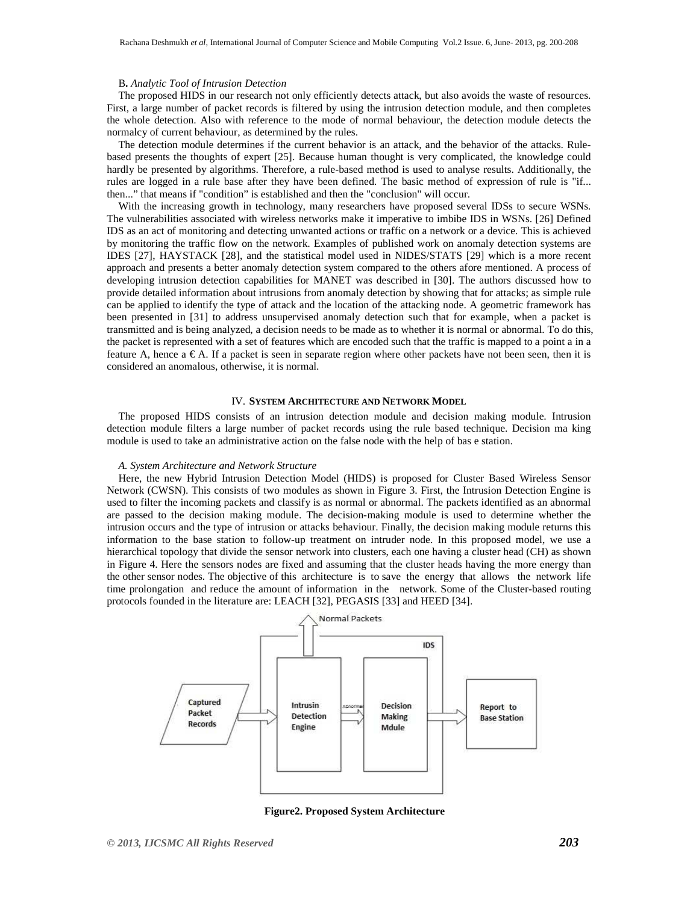### B. *Analytic Tool of Intrusion Detection*

The proposed HIDS in our research not only efficiently detects attack, but also avoids the waste of resources. First, a large number of packet records is filtered by using the intrusion detection module, and then completes the whole detection. Also with reference to the mode of normal behaviour, the detection module detects the normalcy of current behaviour, as determined by the rules.

The detection module determines if the current behavior is an attack, and the behavior of the attacks. Rule-based presents the thoughts of expert [25]. Because human thought is very complicated, the knowledge could hardly be presented by algorithms. Therefore, a rule-based method is used to analyse results. Additionally, the rules are logged in a rule base after they have been defined. The basic method of expression of rule is "if... then..." that means if "condition" is established and then the "conclusion" will occur.

With the increasing growth in technology, many researchers have proposed several IDSs to secure WSNs. The vulnerabilities associated with wireless networks make it imperative to imbibe IDS in WSNs. [26] Defined IDS as an act of monitoring and detecting unwanted actions or traffic on a network or a device. This is achieved by monitoring the traffic flow on the network. Examples of published work on anomaly detection systems are IDES [27], HAYSTACK [28], and the statistical model used in NIDES/STATS [29] which is a more recent approach and presents a better anomaly detection system compared to the others afore mentioned. A process of developing intrusion detection capabilities for MANET was described in [30]. The authors discussed how to provide detailed information about intrusions from anomaly detection by showing that for attacks; as simple rule can be applied to identify the type of attack and the location of the attacking node. A geometric framework has been presented in [31] to address unsupervised anomaly detection such that for example, when a packet is transmitted and is being analyzed, a decision needs to be made as to whether it is normal or abnormal. To do this, the packet is represented with a set of features which are encoded such that the traffic is mapped to a point a in a feature A, hence a € A. If a packet is seen in separate region where other packets have not been seen, then it is considered an anomalous, otherwise, it is normal.

## IV. SYSTEM ARCHITECTURE AND NETWORK MODEL

The proposed HIDS consists of an intrusion detection module and decision making module. Intrusion detection module filters a large number of packet records using the rule based technique. Decision ma king module is used to take an administrative action on the false node with the help of bas e station.

### *A. System Architecture and Network Structure*

Here, the new Hybrid Intrusion Detection Model (HIDS) is proposed for Cluster Based Wireless Sensor Network (CWSN). This consists of two modules as shown in Figure 3. First, the Intrusion Detection Engine is used to filter the incoming packets and classify is as normal or abnormal. The packets identified as an abnormal are passed to the decision making module. The decision-making module is used to determine whether the intrusion occurs and the type of intrusion or attacks behaviour. Finally, the decision making module returns this information to the base station to follow-up treatment on intruder node. In this proposed model, we use a hierarchical topology that divide the sensor network into clusters, each one having a cluster head (CH) as shown in Figure 4. Here the sensors nodes are fixed and assuming that the cluster heads having the more energy than the other sensor nodes. The objective of this architecture is to save the energy that allows the network life time prolongation and reduce the amount of information in the network. Some of the Cluster-based routing protocols founded in the literature are: LEACH [32], PEGASIS [33] and HEED [34].

**Figure2. Proposed System Architecture**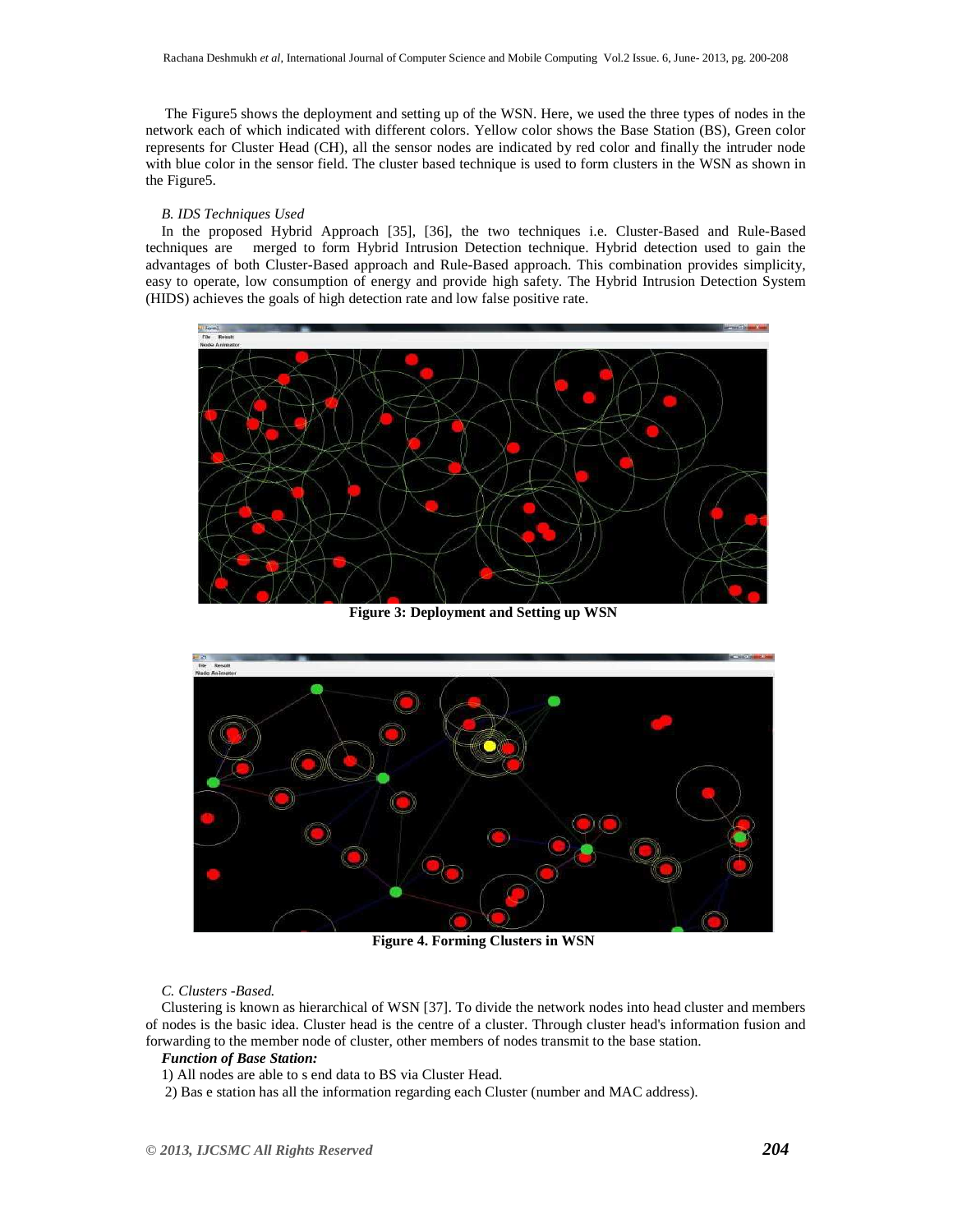The Figure5 shows the deployment and setting up of the WSN. Here, we used the three types of nodes in the network each of which indicated with different colors. Yellow color shows the Base Station (BS), Green color represents for Cluster Head (CH), all the sensor nodes are indicated by red color and finally the intruder node with blue color in the sensor field. The cluster based technique is used to form clusters in the WSN as shown in the Figure5.

*B. IDS Techniques Used*

In the proposed Hybrid Approach [35], [36], the two techniques i.e. Cluster-Based and Rule-Based techniques are merged to form Hybrid Intrusion Detection technique. Hybrid detection used to gain the advantages of both Cluster-Based approach and Rule-Based approach. This combination provides simplicity, easy to operate, low consumption of energy and provide high safety. The Hybrid Intrusion Detection System (HIDS) achieves the goals of high detection rate and low false positive rate.

**Figure 3: Deployment and Setting up WSN**

**Figure 4. Forming Clusters in WSN**

*C. Clusters -Based.*

Clustering is known as hierarchical of WSN [37]. To divide the network nodes into head cluster and members of nodes is the basic idea. Cluster head is the centre of a cluster. Through cluster head's information fusion and forwarding to the member node of cluster, other members of nodes transmit to the base station.

***Function of Base Station:***

1) All nodes are able to s end data to BS via Cluster Head.

2) Bas e station has all the information regarding each Cluster (number and MAC address).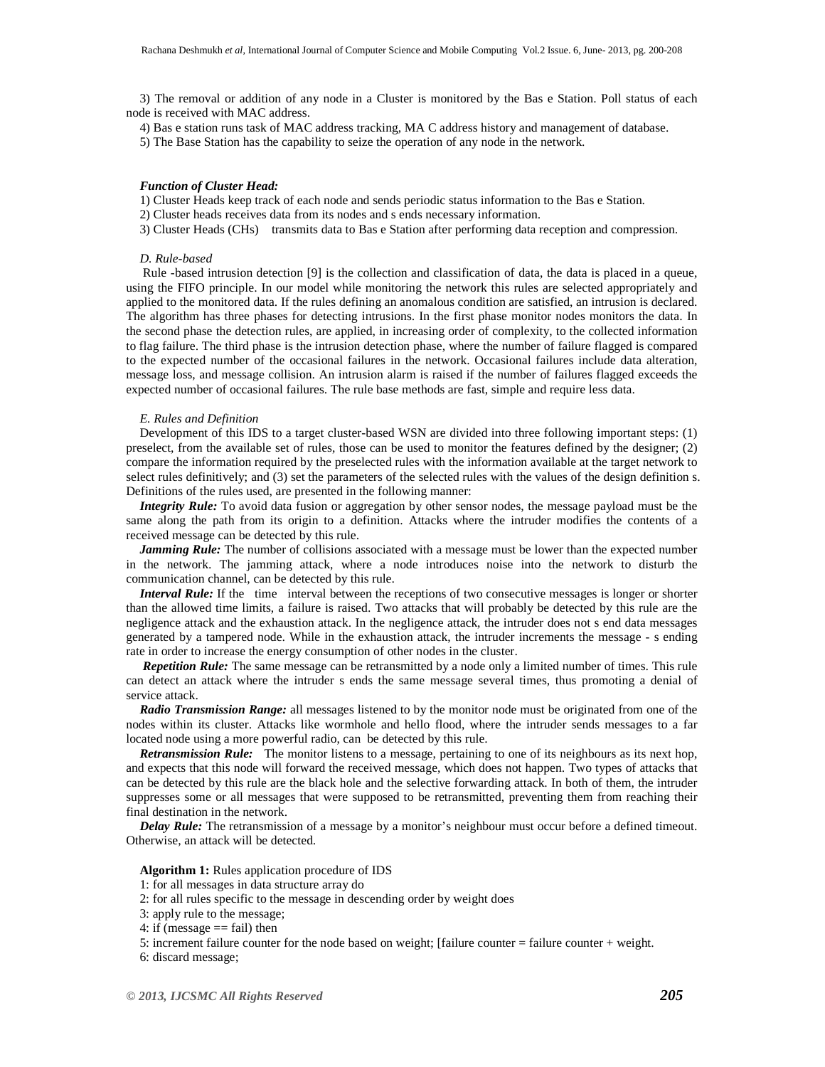3) The removal or addition of any node in a Cluster is monitored by the Bas e Station. Poll status of each node is received with MAC address.

4) Bas e station runs task of MAC address tracking, MA C address history and management of database.

5) The Base Station has the capability to seize the operation of any node in the network.

***Function of Cluster Head:***

1) Cluster Heads keep track of each node and sends periodic status information to the Bas e Station.

2) Cluster heads receives data from its nodes and s ends necessary information.

3) Cluster Heads (CHs) transmits data to Bas e Station after performing data reception and compression.

*D. Rule-based*

Rule -based intrusion detection [9] is the collection and classification of data, the data is placed in a queue, using the FIFO principle. In our model while monitoring the network this rules are selected appropriately and applied to the monitored data. If the rules defining an anomalous condition are satisfied, an intrusion is declared. The algorithm has three phases for detecting intrusions. In the first phase monitor nodes monitors the data. In the second phase the detection rules, are applied, in increasing order of complexity, to the collected information to flag failure. The third phase is the intrusion detection phase, where the number of failure flagged is compared to the expected number of the occasional failures in the network. Occasional failures include data alteration, message loss, and message collision. An intrusion alarm is raised if the number of failures flagged exceeds the expected number of occasional failures. The rule base methods are fast, simple and require less data.

*E. Rules and Definition*

Development of this IDS to a target cluster-based WSN are divided into three following important steps: (1) preselect, from the available set of rules, those can be used to monitor the features defined by the designer; (2) compare the information required by the preselected rules with the information available at the target network to select rules definitively; and (3) set the parameters of the selected rules with the values of the design definition s. Definitions of the rules used, are presented in the following manner:

***Integrity Rule:*** To avoid data fusion or aggregation by other sensor nodes, the message payload must be the same along the path from its origin to a definition. Attacks where the intruder modifies the contents of a received message can be detected by this rule.

***Jamming Rule:*** The number of collisions associated with a message must be lower than the expected number in the network. The jamming attack, where a node introduces noise into the network to disturb the communication channel, can be detected by this rule.

***Interval Rule:*** If the time interval between the receptions of two consecutive messages is longer or shorter than the allowed time limits, a failure is raised. Two attacks that will probably be detected by this rule are the negligence attack and the exhaustion attack. In the negligence attack, the intruder does not s end data messages generated by a tampered node. While in the exhaustion attack, the intruder increments the message - s ending rate in order to increase the energy consumption of other nodes in the cluster.

***Repetition Rule:*** The same message can be retransmitted by a node only a limited number of times. This rule can detect an attack where the intruder s ends the same message several times, thus promoting a denial of service attack.

***Radio Transmission Range:*** all messages listened to by the monitor node must be originated from one of the nodes within its cluster. Attacks like wormhole and hello flood, where the intruder sends messages to a far located node using a more powerful radio, can be detected by this rule.

***Retransmission Rule:*** The monitor listens to a message, pertaining to one of its neighbours as its next hop, and expects that this node will forward the received message, which does not happen. Two types of attacks that can be detected by this rule are the black hole and the selective forwarding attack. In both of them, the intruder suppresses some or all messages that were supposed to be retransmitted, preventing them from reaching their final destination in the network.

***Delay Rule:*** The retransmission of a message by a monitor's neighbour must occur before a defined timeout. Otherwise, an attack will be detected.

**Algorithm 1:** Rules application procedure of IDS

1: for all messages in data structure array do

2: for all rules specific to the message in descending order by weight does

3: apply rule to the message;

4: if (message == fail) then

5: increment failure counter for the node based on weight; [failure counter = failure counter + weight.

6: discard message;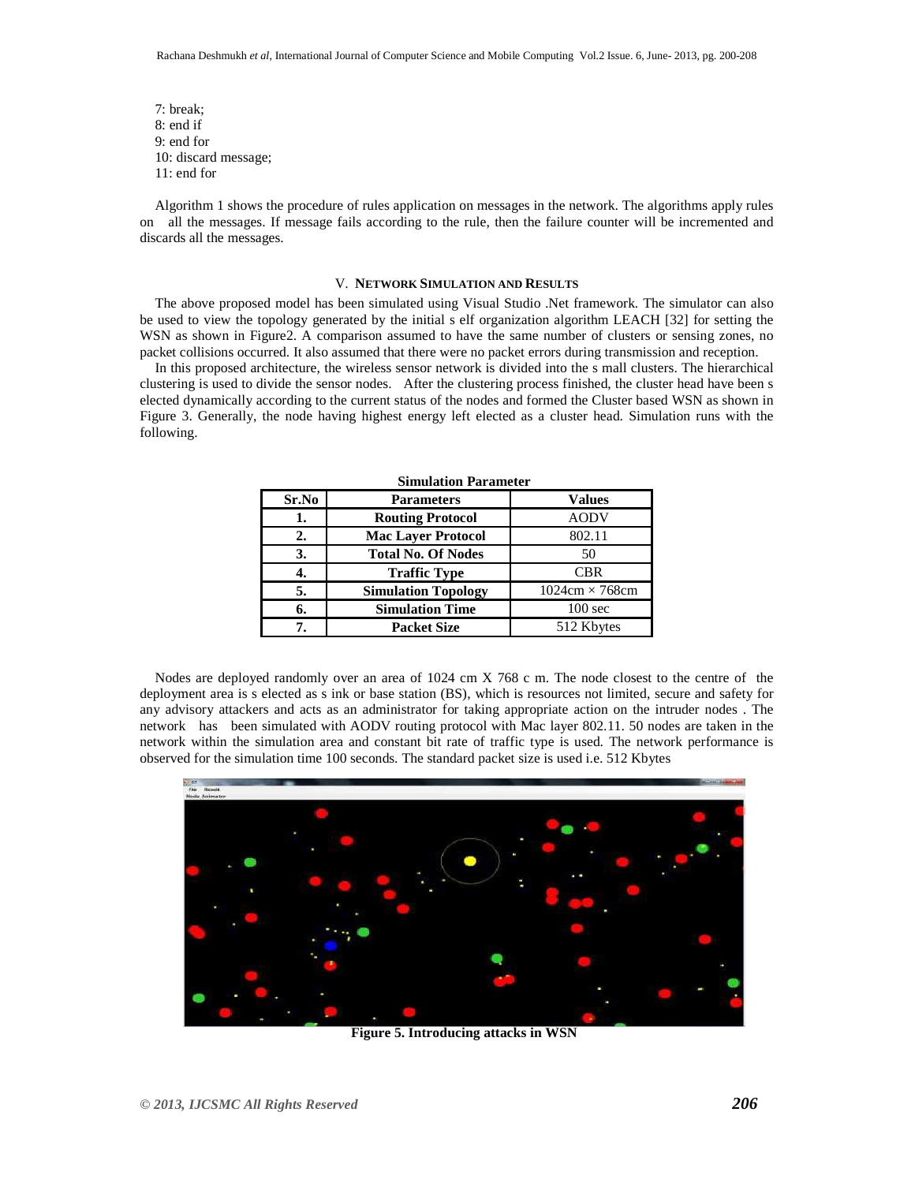7: break;
8: end if
9: end for
10: discard message;
11: end for

Algorithm 1 shows the procedure of rules application on messages in the network. The algorithms apply rules on all the messages. If message fails according to the rule, then the failure counter will be incremented and discards all the messages.

## V. NETWORK SIMULATION AND RESULTS

The above proposed model has been simulated using Visual Studio .Net framework. The simulator can also be used to view the topology generated by the initial s elf organization algorithm LEACH [32] for setting the WSN as shown in Figure2. A comparison assumed to have the same number of clusters or sensing zones, no packet collisions occurred. It also assumed that there were no packet errors during transmission and reception.

In this proposed architecture, the wireless sensor network is divided into the s mall clusters. The hierarchical clustering is used to divide the sensor nodes. After the clustering process finished, the cluster head have been s elected dynamically according to the current status of the nodes and formed the Cluster based WSN as shown in Figure 3. Generally, the node having highest energy left elected as a cluster head. Simulation runs with the following.

**Simulation Parameter**

| Sr.No | Parameters | Values |
|---|---|---|
| 1. | Routing Protocol | AODV |
| 2. | Mac Layer Protocol | 802.11 |
| 3. | Total No. Of Nodes | 50 |
| 4. | Traffic Type | CBR |
| 5. | Simulation Topology | 1024cm × 768cm |
| 6. | Simulation Time | 100 sec |
| 7. | Packet Size | 512 Kbytes |

Nodes are deployed randomly over an area of 1024 cm X 768 c m. The node closest to the centre of the deployment area is s elected as s ink or base station (BS), which is resources not limited, secure and safety for any advisory attackers and acts as an administrator for taking appropriate action on the intruder nodes . The network has been simulated with AODV routing protocol with Mac layer 802.11. 50 nodes are taken in the network within the simulation area and constant bit rate of traffic type is used. The network performance is observed for the simulation time 100 seconds. The standard packet size is used i.e. 512 Kbytes

**Figure 5. Introducing attacks in WSN**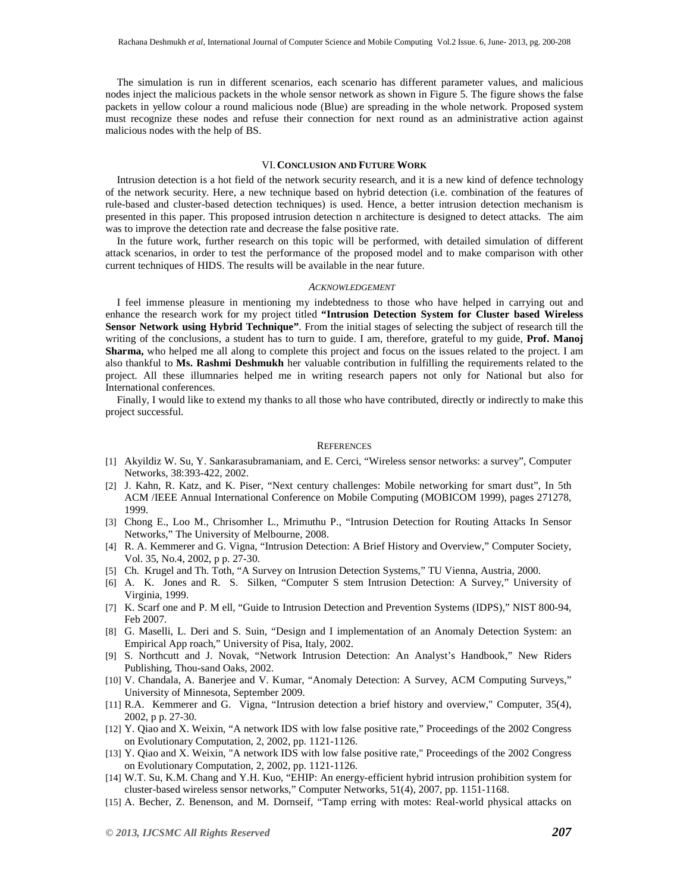The simulation is run in different scenarios, each scenario has different parameter values, and malicious nodes inject the malicious packets in the whole sensor network as shown in Figure 5. The figure shows the false packets in yellow colour a round malicious node (Blue) are spreading in the whole network. Proposed system must recognize these nodes and refuse their connection for next round as an administrative action against malicious nodes with the help of BS.

## VI. Conclusion and Future Work

Intrusion detection is a hot field of the network security research, and it is a new kind of defence technology of the network security. Here, a new technique based on hybrid detection (i.e. combination of the features of rule-based and cluster-based detection techniques) is used. Hence, a better intrusion detection mechanism is presented in this paper. This proposed intrusion detection n architecture is designed to detect attacks. The aim was to improve the detection rate and decrease the false positive rate.

In the future work, further research on this topic will be performed, with detailed simulation of different attack scenarios, in order to test the performance of the proposed model and to make comparison with other current techniques of HIDS. The results will be available in the near future.

## *Acknowledgement*

I feel immense pleasure in mentioning my indebtedness to those who have helped in carrying out and enhance the research work for my project titled **"Intrusion Detection System for Cluster based Wireless Sensor Network using Hybrid Technique"**. From the initial stages of selecting the subject of research till the writing of the conclusions, a student has to turn to guide. I am, therefore, grateful to my guide, **Prof. Manoj Sharma,** who helped me all along to complete this project and focus on the issues related to the project. I am also thankful to **Ms. Rashmi Deshmukh** her valuable contribution in fulfilling the requirements related to the project. All these illumnaries helped me in writing research papers not only for National but also for International conferences.

Finally, I would like to extend my thanks to all those who have contributed, directly or indirectly to make this project successful.

## References

[1] Akyildiz W. Su, Y. Sankarasubramaniam, and E. Cerci, "Wireless sensor networks: a survey", Computer Networks, 38:393-422, 2002.

[2] J. Kahn, R. Katz, and K. Piser, "Next century challenges: Mobile networking for smart dust", In 5th ACM /IEEE Annual International Conference on Mobile Computing (MOBICOM 1999), pages 271278, 1999.

[3] Chong E., Loo M., Chrisomher L., Mrimuthu P., "Intrusion Detection for Routing Attacks In Sensor Networks," The University of Melbourne, 2008.

[4] R. A. Kemmerer and G. Vigna, "Intrusion Detection: A Brief History and Overview," Computer Society, Vol. 35, No.4, 2002, p p. 27-30.

[5] Ch. Krugel and Th. Toth, "A Survey on Intrusion Detection Systems," TU Vienna, Austria, 2000.

[6] A. K. Jones and R. S. Silken, "Computer S stem Intrusion Detection: A Survey," University of Virginia, 1999.

[7] K. Scarf one and P. M ell, "Guide to Intrusion Detection and Prevention Systems (IDPS)," NIST 800-94, Feb 2007.

[8] G. Maselli, L. Deri and S. Suin, "Design and I implementation of an Anomaly Detection System: an Empirical App roach," University of Pisa, Italy, 2002.

[9] S. Northcutt and J. Novak, "Network Intrusion Detection: An Analyst's Handbook," New Riders Publishing, Thou-sand Oaks, 2002.

[10] V. Chandala, A. Banerjee and V. Kumar, "Anomaly Detection: A Survey, ACM Computing Surveys," University of Minnesota, September 2009.

[11] R.A. Kemmerer and G. Vigna, "Intrusion detection a brief history and overview," Computer, 35(4), 2002, p p. 27-30.

[12] Y. Qiao and X. Weixin, "A network IDS with low false positive rate," Proceedings of the 2002 Congress on Evolutionary Computation, 2, 2002, pp. 1121-1126.

[13] Y. Qiao and X. Weixin, "A network IDS with low false positive rate," Proceedings of the 2002 Congress on Evolutionary Computation, 2, 2002, pp. 1121-1126.

[14] W.T. Su, K.M. Chang and Y.H. Kuo, "EHIP: An energy-efficient hybrid intrusion prohibition system for cluster-based wireless sensor networks," Computer Networks, 51(4), 2007, pp. 1151-1168.

[15] A. Becher, Z. Benenson, and M. Dornseif, "Tamp erring with motes: Real-world physical attacks on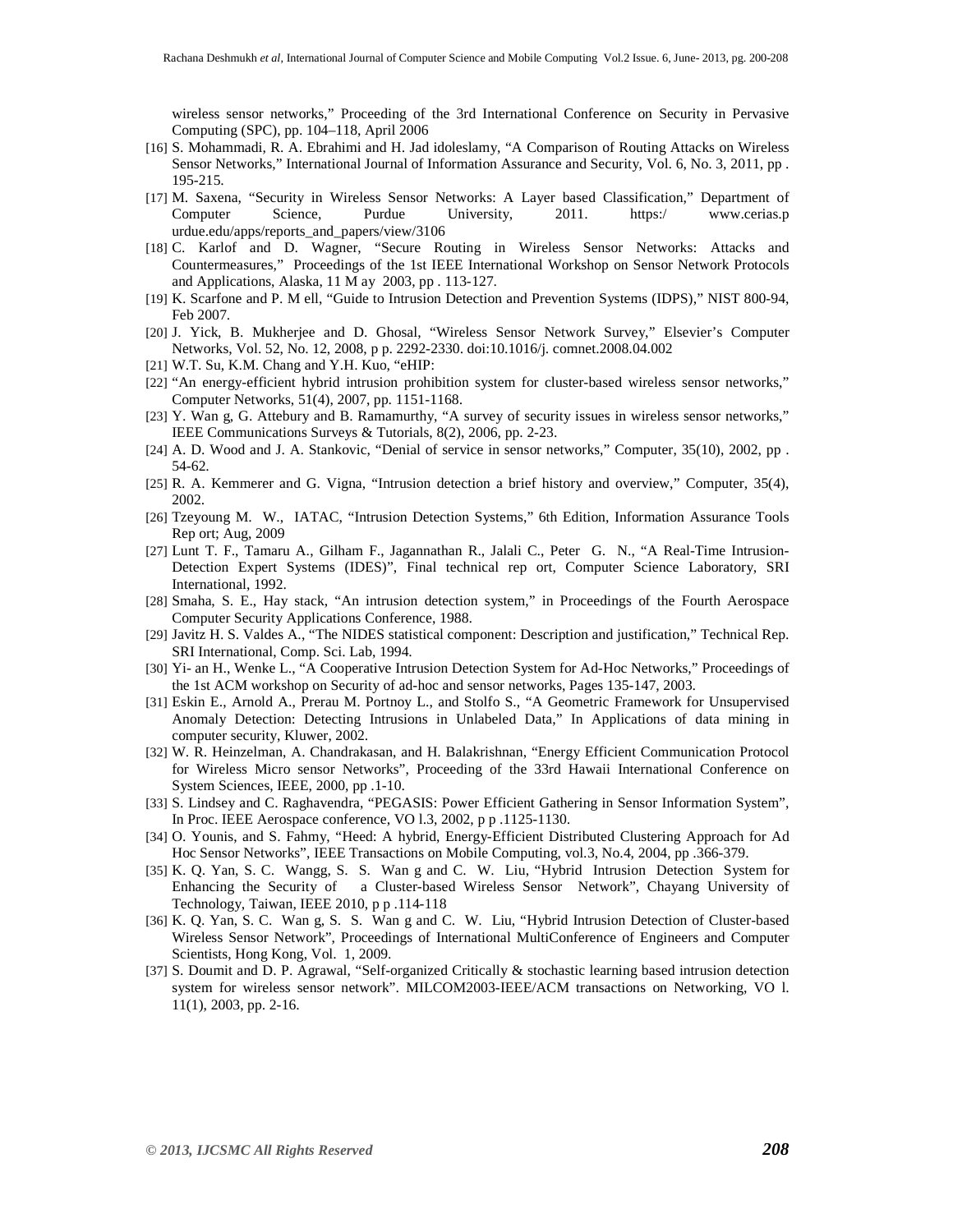wireless sensor networks," Proceeding of the 3rd International Conference on Security in Pervasive Computing (SPC), pp. 104–118, April 2006

[16] S. Mohammadi, R. A. Ebrahimi and H. Jad idoleslamy, "A Comparison of Routing Attacks on Wireless Sensor Networks," International Journal of Information Assurance and Security, Vol. 6, No. 3, 2011, pp . 195-215.

[17] M. Saxena, "Security in Wireless Sensor Networks: A Layer based Classification," Department of Computer Science, Purdue University, 2011. https:/ www.cerias.p urdue.edu/apps/reports_and_papers/view/3106

[18] C. Karlof and D. Wagner, "Secure Routing in Wireless Sensor Networks: Attacks and Countermeasures," Proceedings of the 1st IEEE International Workshop on Sensor Network Protocols and Applications, Alaska, 11 M ay 2003, pp . 113-127.

[19] K. Scarfone and P. M ell, "Guide to Intrusion Detection and Prevention Systems (IDPS)," NIST 800-94, Feb 2007.

[20] J. Yick, B. Mukherjee and D. Ghosal, "Wireless Sensor Network Survey," Elsevier's Computer Networks, Vol. 52, No. 12, 2008, p p. 2292-2330. doi:10.1016/j. comnet.2008.04.002

[21] W.T. Su, K.M. Chang and Y.H. Kuo, "eHIP:

[22] "An energy-efficient hybrid intrusion prohibition system for cluster-based wireless sensor networks," Computer Networks, 51(4), 2007, pp. 1151-1168.

[23] Y. Wan g, G. Attebury and B. Ramamurthy, "A survey of security issues in wireless sensor networks," IEEE Communications Surveys & Tutorials, 8(2), 2006, pp. 2-23.

[24] A. D. Wood and J. A. Stankovic, "Denial of service in sensor networks," Computer, 35(10), 2002, pp . 54-62.

[25] R. A. Kemmerer and G. Vigna, "Intrusion detection a brief history and overview," Computer, 35(4), 2002.

[26] Tzeyoung M. W., IATAC, "Intrusion Detection Systems," 6th Edition, Information Assurance Tools Rep ort; Aug, 2009

[27] Lunt T. F., Tamaru A., Gilham F., Jagannathan R., Jalali C., Peter G. N., "A Real-Time Intrusion-Detection Expert Systems (IDES)", Final technical rep ort, Computer Science Laboratory, SRI International, 1992.

[28] Smaha, S. E., Hay stack, "An intrusion detection system," in Proceedings of the Fourth Aerospace Computer Security Applications Conference, 1988.

[29] Javitz H. S. Valdes A., "The NIDES statistical component: Description and justification," Technical Rep. SRI International, Comp. Sci. Lab, 1994.

[30] Yi- an H., Wenke L., "A Cooperative Intrusion Detection System for Ad-Hoc Networks," Proceedings of the 1st ACM workshop on Security of ad-hoc and sensor networks, Pages 135-147, 2003.

[31] Eskin E., Arnold A., Prerau M. Portnoy L., and Stolfo S., "A Geometric Framework for Unsupervised Anomaly Detection: Detecting Intrusions in Unlabeled Data," In Applications of data mining in computer security, Kluwer, 2002.

[32] W. R. Heinzelman, A. Chandrakasan, and H. Balakrishnan, "Energy Efficient Communication Protocol for Wireless Micro sensor Networks", Proceeding of the 33rd Hawaii International Conference on System Sciences, IEEE, 2000, pp .1-10.

[33] S. Lindsey and C. Raghavendra, "PEGASIS: Power Efficient Gathering in Sensor Information System", In Proc. IEEE Aerospace conference, VO l.3, 2002, p p .1125-1130.

[34] O. Younis, and S. Fahmy, "Heed: A hybrid, Energy-Efficient Distributed Clustering Approach for Ad Hoc Sensor Networks", IEEE Transactions on Mobile Computing, vol.3, No.4, 2004, pp .366-379.

[35] K. Q. Yan, S. C. Wangg, S. S. Wan g and C. W. Liu, "Hybrid Intrusion Detection System for Enhancing the Security of a Cluster-based Wireless Sensor Network", Chayang University of Technology, Taiwan, IEEE 2010, p p .114-118

[36] K. Q. Yan, S. C. Wan g, S. S. Wan g and C. W. Liu, "Hybrid Intrusion Detection of Cluster-based Wireless Sensor Network", Proceedings of International MultiConference of Engineers and Computer Scientists, Hong Kong, Vol. 1, 2009.

[37] S. Doumit and D. P. Agrawal, "Self-organized Critically & stochastic learning based intrusion detection system for wireless sensor network". MILCOM2003-IEEE/ACM transactions on Networking, VO l. 11(1), 2003, pp. 2-16.